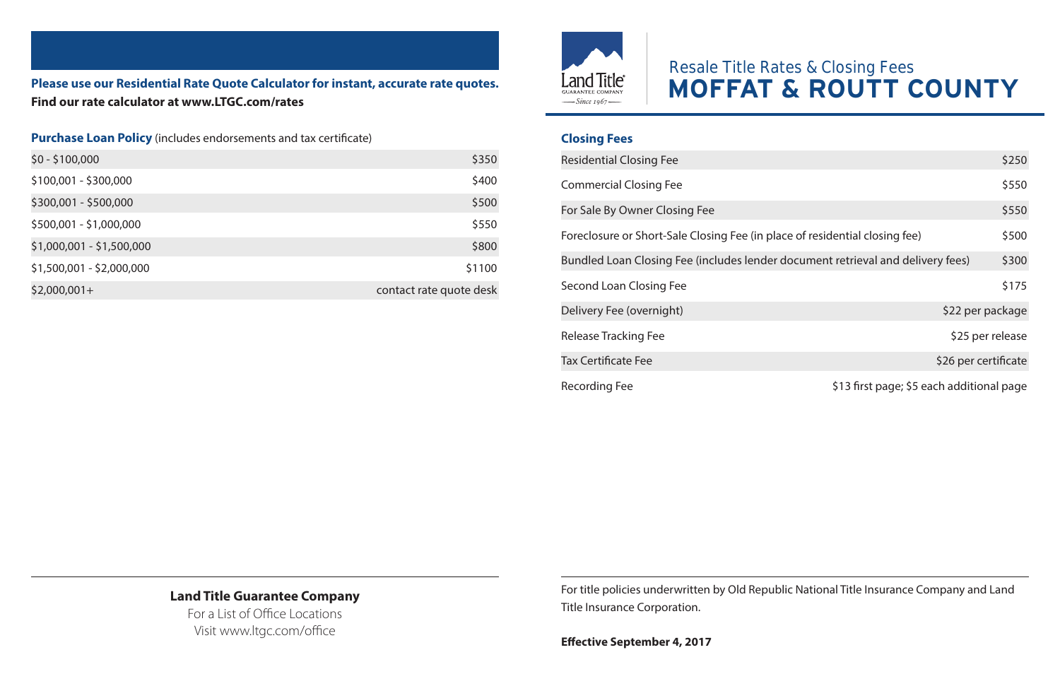# Resale Title Rates & Closing Fees
# MOFFAT & ROUTT COUNTY

**Please use our Residential Rate Quote Calculator for instant, accurate rate quotes.**
**Find our rate calculator at www.LTGC.com/rates**

**Purchase Loan Policy** (includes endorsements and tax certificate)

| | |
|---|---|
| $0 - $100,000 | $350 |
| $100,001 - $300,000 | $400 |
| $300,001 - $500,000 | $500 |
| $500,001 - $1,000,000 | $550 |
| $1,000,001 - $1,500,000 | $800 |
| $1,500,001 - $2,000,000 | $1100 |
| $2,000,001+ | contact rate quote desk |

**Land Title Guarantee Company**
For a List of Office Locations
Visit www.ltgc.com/office

## Closing Fees

| | |
|---|---|
| Residential Closing Fee | $250 |
| Commercial Closing Fee | $550 |
| For Sale By Owner Closing Fee | $550 |
| Foreclosure or Short-Sale Closing Fee (in place of residential closing fee) | $500 |
| Bundled Loan Closing Fee (includes lender document retrieval and delivery fees) | $300 |
| Second Loan Closing Fee | $175 |
| Delivery Fee (overnight) | $22 per package |
| Release Tracking Fee | $25 per release |
| Tax Certificate Fee | $26 per certificate |
| Recording Fee | $13 first page; $5 each additional page |

For title policies underwritten by Old Republic National Title Insurance Company and Land Title Insurance Corporation.

**Effective September 4, 2017**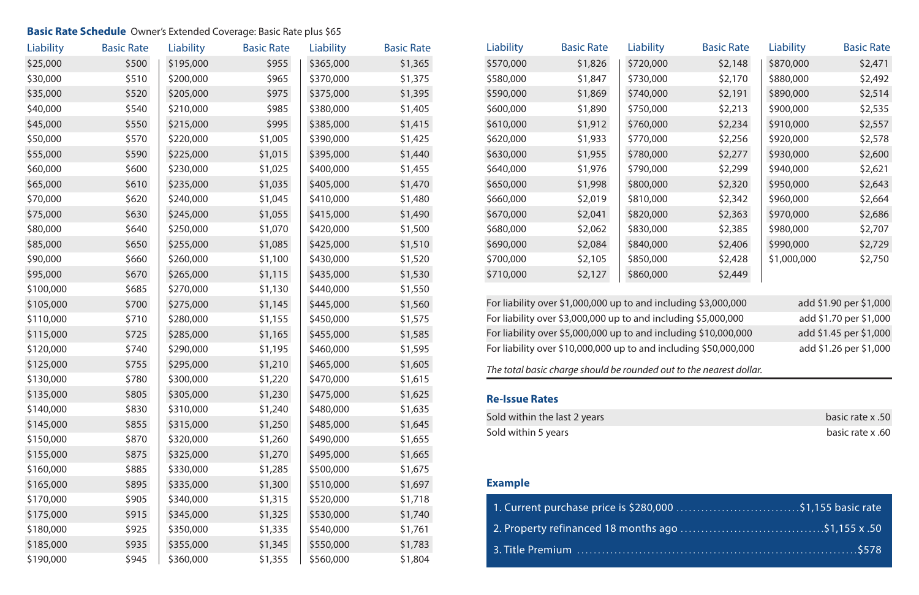**Basic Rate Schedule** Owner's Extended Coverage: Basic Rate plus $65

| Liability | Basic Rate | Liability | Basic Rate | Liability | Basic Rate |
|---|---|---|---|---|---|
| $25,000 | $500 | $195,000 | $955 | $365,000 | $1,365 |
| $30,000 | $510 | $200,000 | $965 | $370,000 | $1,375 |
| $35,000 | $520 | $205,000 | $975 | $375,000 | $1,395 |
| $40,000 | $540 | $210,000 | $985 | $380,000 | $1,405 |
| $45,000 | $550 | $215,000 | $995 | $385,000 | $1,415 |
| $50,000 | $570 | $220,000 | $1,005 | $390,000 | $1,425 |
| $55,000 | $590 | $225,000 | $1,015 | $395,000 | $1,440 |
| $60,000 | $600 | $230,000 | $1,025 | $400,000 | $1,455 |
| $65,000 | $610 | $235,000 | $1,035 | $405,000 | $1,470 |
| $70,000 | $620 | $240,000 | $1,045 | $410,000 | $1,480 |
| $75,000 | $630 | $245,000 | $1,055 | $415,000 | $1,490 |
| $80,000 | $640 | $250,000 | $1,070 | $420,000 | $1,500 |
| $85,000 | $650 | $255,000 | $1,085 | $425,000 | $1,510 |
| $90,000 | $660 | $260,000 | $1,100 | $430,000 | $1,520 |
| $95,000 | $670 | $265,000 | $1,115 | $435,000 | $1,530 |
| $100,000 | $685 | $270,000 | $1,130 | $440,000 | $1,550 |
| $105,000 | $700 | $275,000 | $1,145 | $445,000 | $1,560 |
| $110,000 | $710 | $280,000 | $1,155 | $450,000 | $1,575 |
| $115,000 | $725 | $285,000 | $1,165 | $455,000 | $1,585 |
| $120,000 | $740 | $290,000 | $1,195 | $460,000 | $1,595 |
| $125,000 | $755 | $295,000 | $1,210 | $465,000 | $1,605 |
| $130,000 | $780 | $300,000 | $1,220 | $470,000 | $1,615 |
| $135,000 | $805 | $305,000 | $1,230 | $475,000 | $1,625 |
| $140,000 | $830 | $310,000 | $1,240 | $480,000 | $1,635 |
| $145,000 | $855 | $315,000 | $1,250 | $485,000 | $1,645 |
| $150,000 | $870 | $320,000 | $1,260 | $490,000 | $1,655 |
| $155,000 | $875 | $325,000 | $1,270 | $495,000 | $1,665 |
| $160,000 | $885 | $330,000 | $1,285 | $500,000 | $1,675 |
| $165,000 | $895 | $335,000 | $1,300 | $510,000 | $1,697 |
| $170,000 | $905 | $340,000 | $1,315 | $520,000 | $1,718 |
| $175,000 | $915 | $345,000 | $1,325 | $530,000 | $1,740 |
| $180,000 | $925 | $350,000 | $1,335 | $540,000 | $1,761 |
| $185,000 | $935 | $355,000 | $1,345 | $550,000 | $1,783 |
| $190,000 | $945 | $360,000 | $1,355 | $560,000 | $1,804 |

| Liability | Basic Rate | Liability | Basic Rate | Liability | Basic Rate |
|---|---|---|---|---|---|
| $570,000 | $1,826 | $720,000 | $2,148 | $870,000 | $2,471 |
| $580,000 | $1,847 | $730,000 | $2,170 | $880,000 | $2,492 |
| $590,000 | $1,869 | $740,000 | $2,191 | $890,000 | $2,514 |
| $600,000 | $1,890 | $750,000 | $2,213 | $900,000 | $2,535 |
| $610,000 | $1,912 | $760,000 | $2,234 | $910,000 | $2,557 |
| $620,000 | $1,933 | $770,000 | $2,256 | $920,000 | $2,578 |
| $630,000 | $1,955 | $780,000 | $2,277 | $930,000 | $2,600 |
| $640,000 | $1,976 | $790,000 | $2,299 | $940,000 | $2,621 |
| $650,000 | $1,998 | $800,000 | $2,320 | $950,000 | $2,643 |
| $660,000 | $2,019 | $810,000 | $2,342 | $960,000 | $2,664 |
| $670,000 | $2,041 | $820,000 | $2,363 | $970,000 | $2,686 |
| $680,000 | $2,062 | $830,000 | $2,385 | $980,000 | $2,707 |
| $690,000 | $2,084 | $840,000 | $2,406 | $990,000 | $2,729 |
| $700,000 | $2,105 | $850,000 | $2,428 | $1,000,000 | $2,750 |
| $710,000 | $2,127 | $860,000 | $2,449 | | |

| | |
|---|---|
| For liability over $1,000,000 up to and including $3,000,000 | add $1.90 per $1,000 |
| For liability over $3,000,000 up to and including $5,000,000 | add $1.70 per $1,000 |
| For liability over $5,000,000 up to and including $10,000,000 | add $1.45 per $1,000 |
| For liability over $10,000,000 up to and including $50,000,000 | add $1.26 per $1,000 |

*The total basic charge should be rounded out to the nearest dollar.*

## Re-Issue Rates

| | |
|---|---|
| Sold within the last 2 years | basic rate x .50 |
| Sold within 5 years | basic rate x .60 |

## Example

1. Current purchase price is $280,000 ............................$1,155 basic rate
2. Property refinanced 18 months ago ..................................$1,155 x .50
3. Title Premium ..................................................................$578